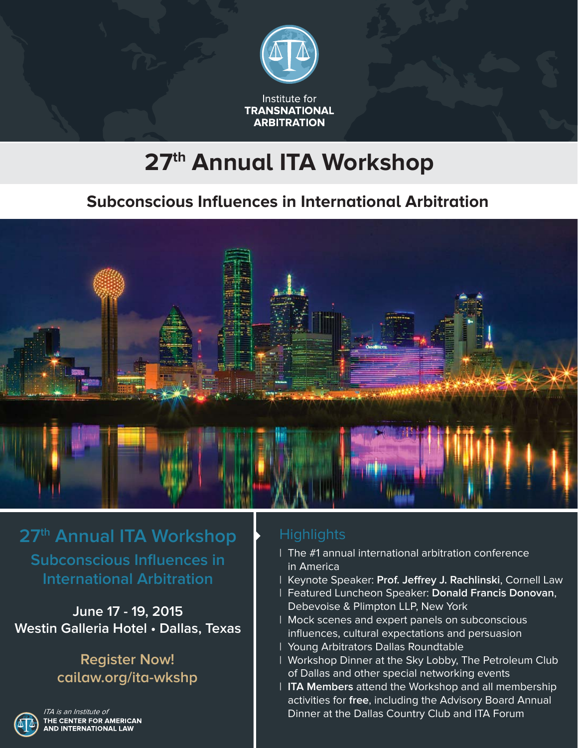Institute for
**TRANSNATIONAL ARBITRATION**

# 27th Annual ITA Workshop

## Subconscious Influences in International Arbitration

## 27th Annual ITA Workshop

### Subconscious Influences in International Arbitration

**June 17 - 19, 2015**
**Westin Galleria Hotel • Dallas, Texas**

**Register Now!**
**cailaw.org/ita-wkshp**

*ITA is an Institute of*
**THE CENTER FOR AMERICAN AND INTERNATIONAL LAW**

## Highlights

- The #1 annual international arbitration conference in America
- Keynote Speaker: **Prof. Jeffrey J. Rachlinski**, Cornell Law
- Featured Luncheon Speaker: **Donald Francis Donovan**, Debevoise & Plimpton LLP, New York
- Mock scenes and expert panels on subconscious influences, cultural expectations and persuasion
- Young Arbitrators Dallas Roundtable
- Workshop Dinner at the Sky Lobby, The Petroleum Club of Dallas and other special networking events
- **ITA Members** attend the Workshop and all membership activities for **free**, including the Advisory Board Annual Dinner at the Dallas Country Club and ITA Forum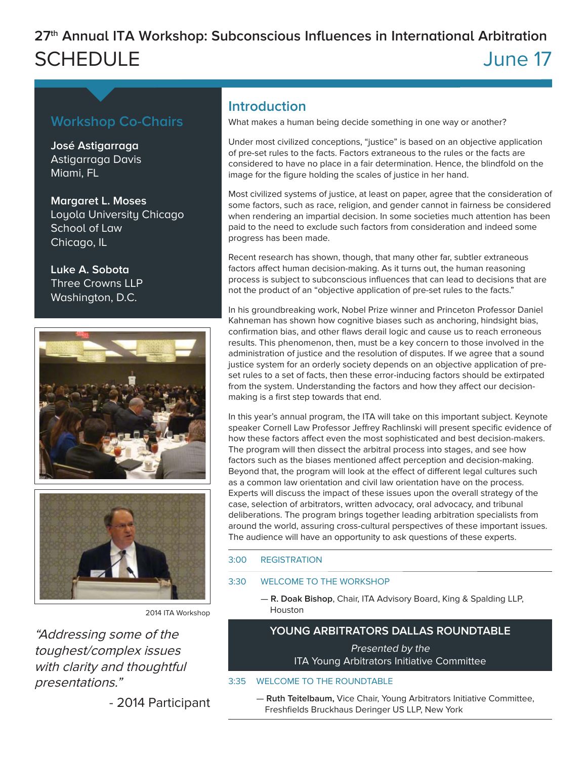# 27th Annual ITA Workshop: Subconscious Influences in International Arbitration

# SCHEDULE June 17

## Workshop Co-Chairs

**José Astigarraga**
Astigarraga Davis
Miami, FL

**Margaret L. Moses**
Loyola University Chicago School of Law
Chicago, IL

**Luke A. Sobota**
Three Crowns LLP
Washington, D.C.

2014 ITA Workshop

*"Addressing some of the toughest/complex issues with clarity and thoughtful presentations."*

\- 2014 Participant

## Introduction

What makes a human being decide something in one way or another?

Under most civilized conceptions, "justice" is based on an objective application of pre-set rules to the facts. Factors extraneous to the rules or the facts are considered to have no place in a fair determination. Hence, the blindfold on the image for the figure holding the scales of justice in her hand.

Most civilized systems of justice, at least on paper, agree that the consideration of some factors, such as race, religion, and gender cannot in fairness be considered when rendering an impartial decision. In some societies much attention has been paid to the need to exclude such factors from consideration and indeed some progress has been made.

Recent research has shown, though, that many other far, subtler extraneous factors affect human decision-making. As it turns out, the human reasoning process is subject to subconscious influences that can lead to decisions that are not the product of an "objective application of pre-set rules to the facts."

In his groundbreaking work, Nobel Prize winner and Princeton Professor Daniel Kahneman has shown how cognitive biases such as anchoring, hindsight bias, confirmation bias, and other flaws derail logic and cause us to reach erroneous results. This phenomenon, then, must be a key concern to those involved in the administration of justice and the resolution of disputes. If we agree that a sound justice system for an orderly society depends on an objective application of pre-set rules to a set of facts, then these error-inducing factors should be extirpated from the system. Understanding the factors and how they affect our decision-making is a first step towards that end.

In this year's annual program, the ITA will take on this important subject. Keynote speaker Cornell Law Professor Jeffrey Rachlinski will present specific evidence of how these factors affect even the most sophisticated and best decision-makers. The program will then dissect the arbitral process into stages, and see how factors such as the biases mentioned affect perception and decision-making. Beyond that, the program will look at the effect of different legal cultures such as a common law orientation and civil law orientation have on the process. Experts will discuss the impact of these issues upon the overall strategy of the case, selection of arbitrators, written advocacy, oral advocacy, and tribunal deliberations. The program brings together leading arbitration specialists from around the world, assuring cross-cultural perspectives of these important issues. The audience will have an opportunity to ask questions of these experts.

3:00 REGISTRATION

3:30 WELCOME TO THE WORKSHOP

— **R. Doak Bishop**, Chair, ITA Advisory Board, King & Spalding LLP, Houston

### YOUNG ARBITRATORS DALLAS ROUNDTABLE

*Presented by the*
ITA Young Arbitrators Initiative Committee

3:35 WELCOME TO THE ROUNDTABLE

— **Ruth Teitelbaum,** Vice Chair, Young Arbitrators Initiative Committee, Freshfields Bruckhaus Deringer US LLP, New York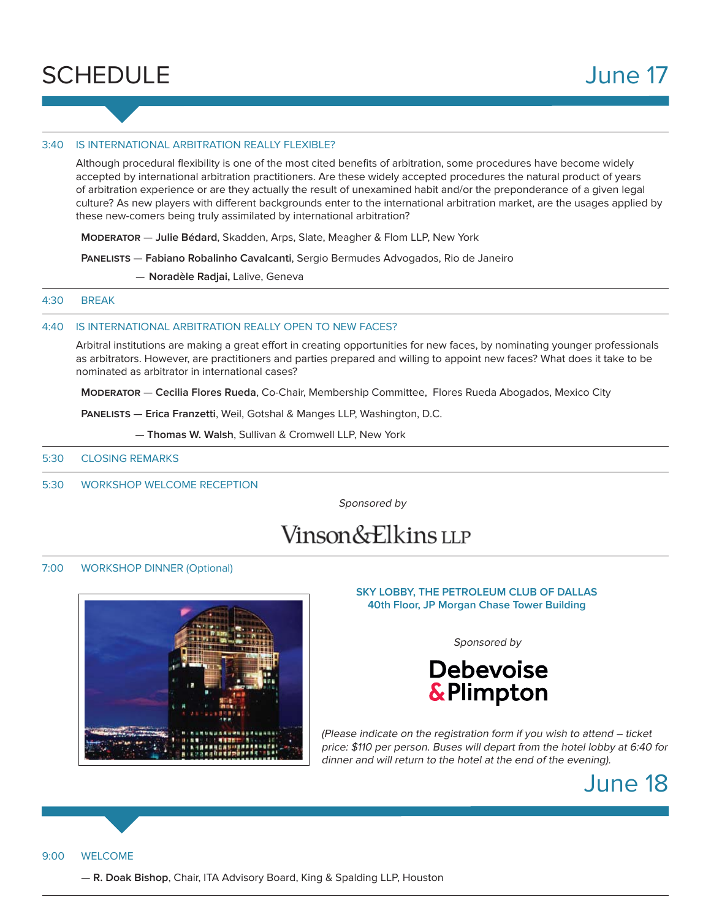# SCHEDULE

## June 17

**3:40 IS INTERNATIONAL ARBITRATION REALLY FLEXIBLE?**

Although procedural flexibility is one of the most cited benefits of arbitration, some procedures have become widely accepted by international arbitration practitioners. Are these widely accepted procedures the natural product of years of arbitration experience or are they actually the result of unexamined habit and/or the preponderance of a given legal culture? As new players with different backgrounds enter to the international arbitration market, are the usages applied by these new-comers being truly assimilated by international arbitration?

**MODERATOR** — **Julie Bédard**, Skadden, Arps, Slate, Meagher & Flom LLP, New York

**PANELISTS** — **Fabiano Robalinho Cavalcanti**, Sergio Bermudes Advogados, Rio de Janeiro

— **Noradèle Radjai,** Lalive, Geneva

**4:30 BREAK**

**4:40 IS INTERNATIONAL ARBITRATION REALLY OPEN TO NEW FACES?**

Arbitral institutions are making a great effort in creating opportunities for new faces, by nominating younger professionals as arbitrators. However, are practitioners and parties prepared and willing to appoint new faces? What does it take to be nominated as arbitrator in international cases?

**MODERATOR** — **Cecilia Flores Rueda**, Co-Chair, Membership Committee, Flores Rueda Abogados, Mexico City

**PANELISTS** — **Erica Franzetti**, Weil, Gotshal & Manges LLP, Washington, D.C.

— **Thomas W. Walsh**, Sullivan & Cromwell LLP, New York

**5:30 CLOSING REMARKS**

**5:30 WORKSHOP WELCOME RECEPTION**

*Sponsored by*

Vinson&Elkins LLP

**7:00 WORKSHOP DINNER (Optional)**

**SKY LOBBY, THE PETROLEUM CLUB OF DALLAS**
**40th Floor, JP Morgan Chase Tower Building**

*Sponsored by*

Debevoise & Plimpton

*(Please indicate on the registration form if you wish to attend – ticket price: $110 per person. Buses will depart from the hotel lobby at 6:40 for dinner and will return to the hotel at the end of the evening).*

## June 18

**9:00 WELCOME**

— **R. Doak Bishop**, Chair, ITA Advisory Board, King & Spalding LLP, Houston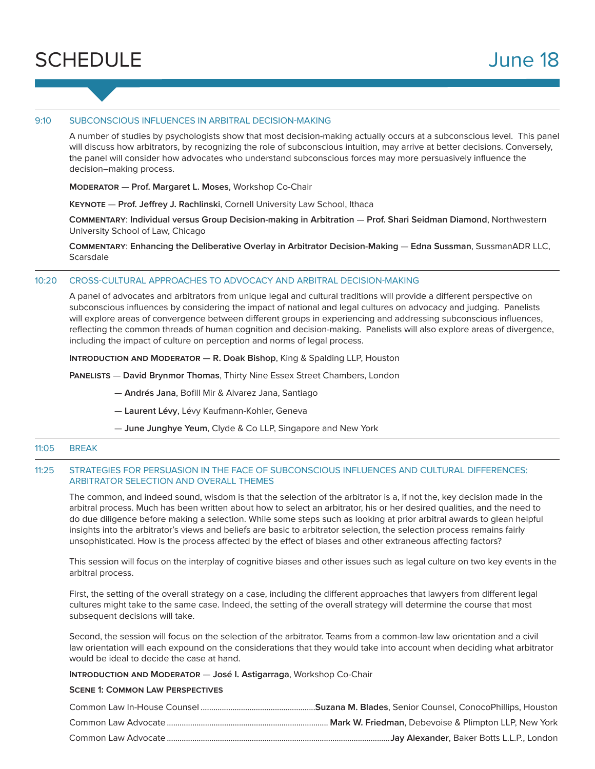# SCHEDULE

## June 18

---

**9:10** SUBCONSCIOUS INFLUENCES IN ARBITRAL DECISION-MAKING

A number of studies by psychologists show that most decision-making actually occurs at a subconscious level. This panel will discuss how arbitrators, by recognizing the role of subconscious intuition, may arrive at better decisions. Conversely, the panel will consider how advocates who understand subconscious forces may more persuasively influence the decision–making process.

**Moderator — Prof. Margaret L. Moses**, Workshop Co-Chair

**Keynote — Prof. Jeffrey J. Rachlinski**, Cornell University Law School, Ithaca

**Commentary: Individual versus Group Decision-making in Arbitration — Prof. Shari Seidman Diamond**, Northwestern University School of Law, Chicago

**Commentary: Enhancing the Deliberative Overlay in Arbitrator Decision-Making — Edna Sussman**, SussmanADR LLC, Scarsdale

---

**10:20** CROSS-CULTURAL APPROACHES TO ADVOCACY AND ARBITRAL DECISION-MAKING

A panel of advocates and arbitrators from unique legal and cultural traditions will provide a different perspective on subconscious influences by considering the impact of national and legal cultures on advocacy and judging. Panelists will explore areas of convergence between different groups in experiencing and addressing subconscious influences, reflecting the common threads of human cognition and decision-making. Panelists will also explore areas of divergence, including the impact of culture on perception and norms of legal process.

**Introduction and Moderator — R. Doak Bishop**, King & Spalding LLP, Houston

**Panelists — David Brynmor Thomas**, Thirty Nine Essex Street Chambers, London

— **Andrés Jana**, Bofill Mir & Alvarez Jana, Santiago

— **Laurent Lévy**, Lévy Kaufmann-Kohler, Geneva

— **June Junghye Yeum**, Clyde & Co LLP, Singapore and New York

---

**11:05** BREAK

---

**11:25** STRATEGIES FOR PERSUASION IN THE FACE OF SUBCONSCIOUS INFLUENCES AND CULTURAL DIFFERENCES: ARBITRATOR SELECTION AND OVERALL THEMES

The common, and indeed sound, wisdom is that the selection of the arbitrator is a, if not the, key decision made in the arbitral process. Much has been written about how to select an arbitrator, his or her desired qualities, and the need to do due diligence before making a selection. While some steps such as looking at prior arbitral awards to glean helpful insights into the arbitrator's views and beliefs are basic to arbitrator selection, the selection process remains fairly unsophisticated. How is the process affected by the effect of biases and other extraneous affecting factors?

This session will focus on the interplay of cognitive biases and other issues such as legal culture on two key events in the arbitral process.

First, the setting of the overall strategy on a case, including the different approaches that lawyers from different legal cultures might take to the same case. Indeed, the setting of the overall strategy will determine the course that most subsequent decisions will take.

Second, the session will focus on the selection of the arbitrator. Teams from a common-law law orientation and a civil law orientation will each expound on the considerations that they would take into account when deciding what arbitrator would be ideal to decide the case at hand.

**Introduction and Moderator — José I. Astigarraga**, Workshop Co-Chair

**Scene 1: Common Law Perspectives**

Common Law In-House Counsel .......... **Suzana M. Blades**, Senior Counsel, ConocoPhillips, Houston

Common Law Advocate .......... **Mark W. Friedman**, Debevoise & Plimpton LLP, New York

Common Law Advocate .......... **Jay Alexander**, Baker Botts L.L.P., London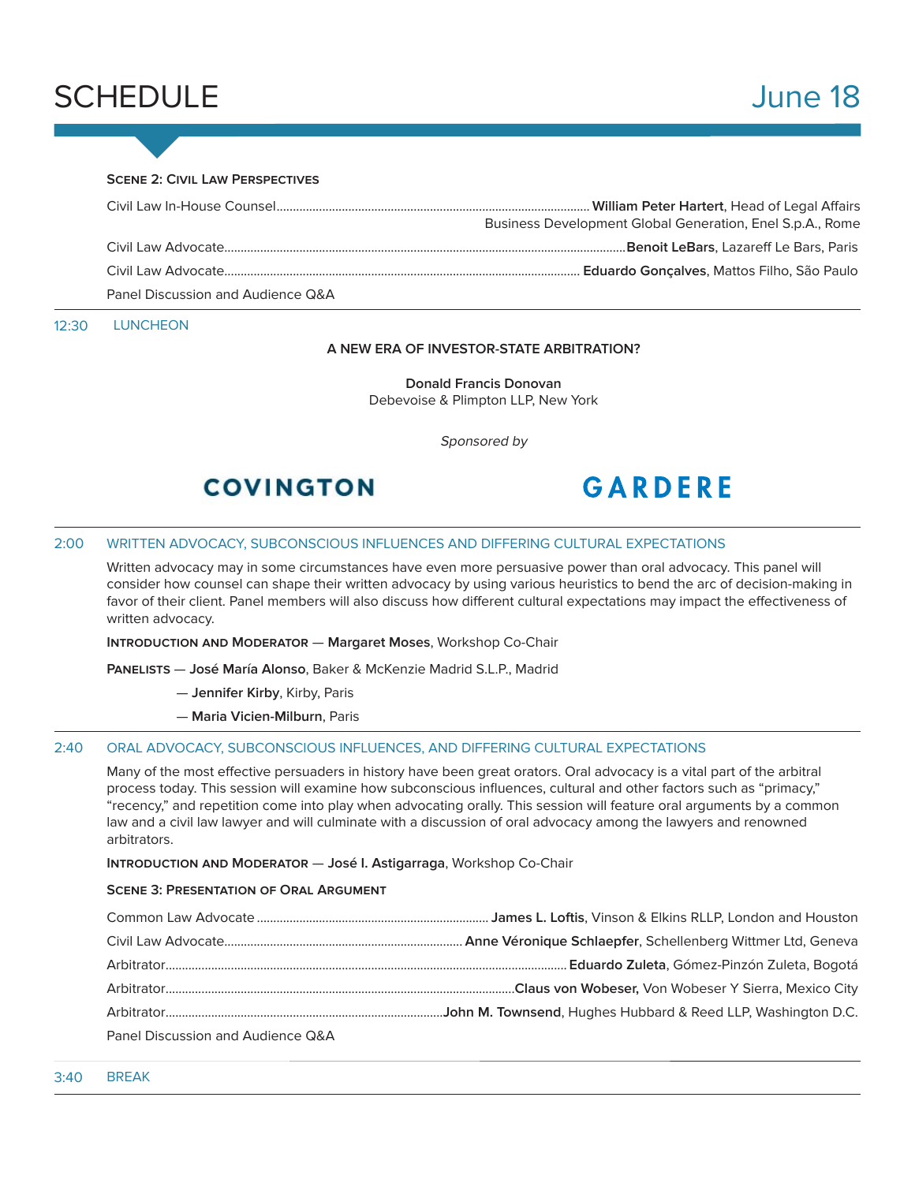# SCHEDULE — June 18

**Scene 2: Civil Law Perspectives**

Civil Law In-House Counsel .......... **William Peter Hartert**, Head of Legal Affairs Business Development Global Generation, Enel S.p.A., Rome

Civil Law Advocate .......... **Benoit LeBars**, Lazareff Le Bars, Paris

Civil Law Advocate .......... **Eduardo Gonçalves**, Mattos Filho, São Paulo

Panel Discussion and Audience Q&A

---

12:30 LUNCHEON

**A NEW ERA OF INVESTOR-STATE ARBITRATION?**

**Donald Francis Donovan**
Debevoise & Plimpton LLP, New York

*Sponsored by*

COVINGTON    GARDERE

---

2:00 WRITTEN ADVOCACY, SUBCONSCIOUS INFLUENCES AND DIFFERING CULTURAL EXPECTATIONS

Written advocacy may in some circumstances have even more persuasive power than oral advocacy. This panel will consider how counsel can shape their written advocacy by using various heuristics to bend the arc of decision-making in favor of their client. Panel members will also discuss how different cultural expectations may impact the effectiveness of written advocacy.

**Introduction and Moderator** — **Margaret Moses**, Workshop Co-Chair

**Panelists** — **José María Alonso**, Baker & McKenzie Madrid S.L.P., Madrid

— **Jennifer Kirby**, Kirby, Paris

— **Maria Vicien-Milburn**, Paris

---

2:40 ORAL ADVOCACY, SUBCONSCIOUS INFLUENCES, AND DIFFERING CULTURAL EXPECTATIONS

Many of the most effective persuaders in history have been great orators. Oral advocacy is a vital part of the arbitral process today. This session will examine how subconscious influences, cultural and other factors such as "primacy," "recency," and repetition come into play when advocating orally. This session will feature oral arguments by a common law and a civil law lawyer and will culminate with a discussion of oral advocacy among the lawyers and renowned arbitrators.

**Introduction and Moderator** — **José I. Astigarraga**, Workshop Co-Chair

**Scene 3: Presentation of Oral Argument**

Common Law Advocate .......... **James L. Loftis**, Vinson & Elkins RLLP, London and Houston

Civil Law Advocate .......... **Anne Véronique Schlaepfer**, Schellenberg Wittmer Ltd, Geneva

Arbitrator .......... **Eduardo Zuleta**, Gómez-Pinzón Zuleta, Bogotá

Arbitrator .......... **Claus von Wobeser**, Von Wobeser Y Sierra, Mexico City

Arbitrator .......... **John M. Townsend**, Hughes Hubbard & Reed LLP, Washington D.C.

Panel Discussion and Audience Q&A

---

3:40 BREAK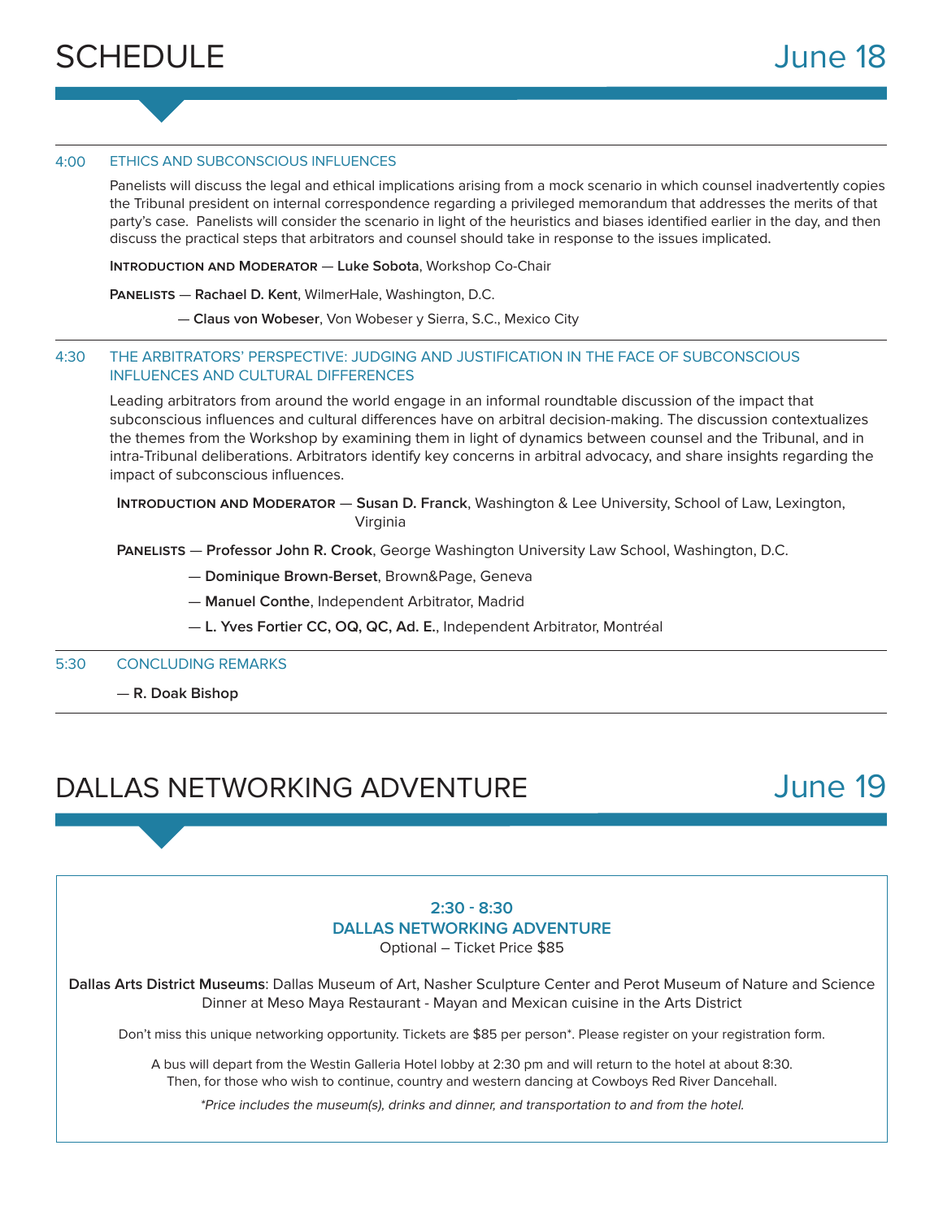# SCHEDULE

## June 18

**4:00** ETHICS AND SUBCONSCIOUS INFLUENCES

Panelists will discuss the legal and ethical implications arising from a mock scenario in which counsel inadvertently copies the Tribunal president on internal correspondence regarding a privileged memorandum that addresses the merits of that party's case. Panelists will consider the scenario in light of the heuristics and biases identified earlier in the day, and then discuss the practical steps that arbitrators and counsel should take in response to the issues implicated.

**Introduction and Moderator** — **Luke Sobota**, Workshop Co-Chair

**Panelists** — **Rachael D. Kent**, WilmerHale, Washington, D.C.

— **Claus von Wobeser**, Von Wobeser y Sierra, S.C., Mexico City

**4:30** THE ARBITRATORS' PERSPECTIVE: JUDGING AND JUSTIFICATION IN THE FACE OF SUBCONSCIOUS INFLUENCES AND CULTURAL DIFFERENCES

Leading arbitrators from around the world engage in an informal roundtable discussion of the impact that subconscious influences and cultural differences have on arbitral decision-making. The discussion contextualizes the themes from the Workshop by examining them in light of dynamics between counsel and the Tribunal, and in intra-Tribunal deliberations. Arbitrators identify key concerns in arbitral advocacy, and share insights regarding the impact of subconscious influences.

**Introduction and Moderator** — **Susan D. Franck**, Washington & Lee University, School of Law, Lexington, Virginia

**Panelists** — **Professor John R. Crook**, George Washington University Law School, Washington, D.C.

— **Dominique Brown-Berset**, Brown&Page, Geneva

— **Manuel Conthe**, Independent Arbitrator, Madrid

— **L. Yves Fortier CC, OQ, QC, Ad. E.**, Independent Arbitrator, Montréal

**5:30** CONCLUDING REMARKS

— **R. Doak Bishop**

# DALLAS NETWORKING ADVENTURE

## June 19

**2:30 - 8:30**

**DALLAS NETWORKING ADVENTURE**

Optional – Ticket Price $85

**Dallas Arts District Museums**: Dallas Museum of Art, Nasher Sculpture Center and Perot Museum of Nature and Science

Dinner at Meso Maya Restaurant - Mayan and Mexican cuisine in the Arts District

Don't miss this unique networking opportunity. Tickets are $85 per person*. Please register on your registration form.

A bus will depart from the Westin Galleria Hotel lobby at 2:30 pm and will return to the hotel at about 8:30. Then, for those who wish to continue, country and western dancing at Cowboys Red River Dancehall.

*\*Price includes the museum(s), drinks and dinner, and transportation to and from the hotel.*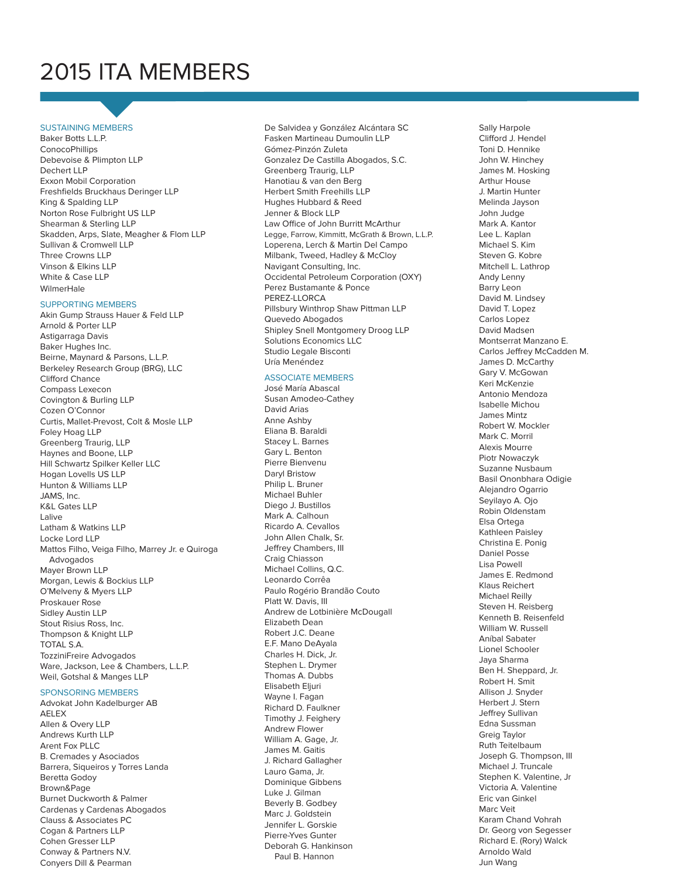# 2015 ITA MEMBERS

## SUSTAINING MEMBERS

Baker Botts L.L.P.
ConocoPhillips
Debevoise & Plimpton LLP
Dechert LLP
Exxon Mobil Corporation
Freshfields Bruckhaus Deringer LLP
King & Spalding LLP
Norton Rose Fulbright US LLP
Shearman & Sterling LLP
Skadden, Arps, Slate, Meagher & Flom LLP
Sullivan & Cromwell LLP
Three Crowns LLP
Vinson & Elkins LLP
White & Case LLP
WilmerHale

## SUPPORTING MEMBERS

Akin Gump Strauss Hauer & Feld LLP
Arnold & Porter LLP
Astigarraga Davis
Baker Hughes Inc.
Beirne, Maynard & Parsons, L.L.P.
Berkeley Research Group (BRG), LLC
Clifford Chance
Compass Lexecon
Covington & Burling LLP
Cozen O'Connor
Curtis, Mallet-Prevost, Colt & Mosle LLP
Foley Hoag LLP
Greenberg Traurig, LLP
Haynes and Boone, LLP
Hill Schwartz Spilker Keller LLC
Hogan Lovells US LLP
Hunton & Williams LLP
JAMS, Inc.
K&L Gates LLP
Lalive
Latham & Watkins LLP
Locke Lord LLP
Mattos Filho, Veiga Filho, Marrey Jr. e Quiroga Advogados
Mayer Brown LLP
Morgan, Lewis & Bockius LLP
O'Melveny & Myers LLP
Proskauer Rose
Sidley Austin LLP
Stout Risius Ross, Inc.
Thompson & Knight LLP
TOTAL S.A.
TozziniFreire Advogados
Ware, Jackson, Lee & Chambers, L.L.P.
Weil, Gotshal & Manges LLP

## SPONSORING MEMBERS

Advokat John Kadelburger AB
AELEX
Allen & Overy LLP
Andrews Kurth LLP
Arent Fox PLLC
B. Cremades y Asociados
Barrera, Siqueiros y Torres Landa
Beretta Godoy
Brown&Page
Burnet Duckworth & Palmer
Cardenas y Cardenas Abogados
Clauss & Associates PC
Cogan & Partners LLP
Cohen Gresser LLP
Conway & Partners N.V.
Conyers Dill & Pearman
De Salvidea y González Alcántara SC
Fasken Martineau Dumoulin LLP
Gómez-Pinzón Zuleta
Gonzalez De Castilla Abogados, S.C.
Greenberg Traurig, LLP
Hanotiau & van den Berg
Herbert Smith Freehills LLP
Hughes Hubbard & Reed
Jenner & Block LLP
Law Office of John Burritt McArthur
Legge, Farrow, Kimmitt, McGrath & Brown, L.L.P.
Loperena, Lerch & Martin Del Campo
Milbank, Tweed, Hadley & McCloy
Navigant Consulting, Inc.
Occidental Petroleum Corporation (OXY)
Perez Bustamante & Ponce
PEREZ-LLORCA
Pillsbury Winthrop Shaw Pittman LLP
Quevedo Abogados
Shipley Snell Montgomery Droog LLP
Solutions Economics LLC
Studio Legale Bisconti
Uría Menéndez

## ASSOCIATE MEMBERS

José María Abascal
Susan Amodeo-Cathey
David Arias
Anne Ashby
Eliana B. Baraldi
Stacey L. Barnes
Gary L. Benton
Pierre Bienvenu
Daryl Bristow
Philip L. Bruner
Michael Buhler
Diego J. Bustillos
Mark A. Calhoun
Ricardo A. Cevallos
John Allen Chalk, Sr.
Jeffrey Chambers, III
Craig Chiasson
Michael Collins, Q.C.
Leonardo Corrêa
Paulo Rogério Brandão Couto
Platt W. Davis, III
Andrew de Lotbinière McDougall
Elizabeth Dean
Robert J.C. Deane
E.F. Mano DeAyala
Charles H. Dick, Jr.
Stephen L. Drymer
Thomas A. Dubbs
Elisabeth Eljuri
Wayne I. Fagan
Richard D. Faulkner
Timothy J. Feighery
Andrew Flower
William A. Gage, Jr.
James M. Gaitis
J. Richard Gallagher
Lauro Gama, Jr.
Dominique Gibbens
Luke J. Gilman
Beverly B. Godbey
Marc J. Goldstein
Jennifer L. Gorskie
Pierre-Yves Gunter
Deborah G. Hankinson
Paul B. Hannon
Sally Harpole
Clifford J. Hendel
Toni D. Hennike
John W. Hinchey
James M. Hosking
Arthur House
J. Martin Hunter
Melinda Jayson
John Judge
Mark A. Kantor
Lee L. Kaplan
Michael S. Kim
Steven G. Kobre
Mitchell L. Lathrop
Andy Lenny
Barry Leon
David M. Lindsey
David T. Lopez
Carlos Lopez
David Madsen
Montserrat Manzano E.
Carlos Jeffrey McCadden M.
James D. McCarthy
Gary V. McGowan
Keri McKenzie
Antonio Mendoza
Isabelle Michou
James Mintz
Robert W. Mockler
Mark C. Morril
Alexis Mourre
Piotr Nowaczyk
Suzanne Nusbaum
Basil Ononbhara Odigie
Alejandro Ogarrio
Seyilayo A. Ojo
Robin Oldenstam
Elsa Ortega
Kathleen Paisley
Christina E. Ponig
Daniel Posse
Lisa Powell
James E. Redmond
Klaus Reichert
Michael Reilly
Steven H. Reisberg
Kenneth B. Reisenfeld
William W. Russell
Aníbal Sabater
Lionel Schooler
Jaya Sharma
Ben H. Sheppard, Jr.
Robert H. Smit
Allison J. Snyder
Herbert J. Stern
Jeffrey Sullivan
Edna Sussman
Greig Taylor
Ruth Teitelbaum
Joseph G. Thompson, III
Michael J. Truncale
Stephen K. Valentine, Jr
Victoria A. Valentine
Eric van Ginkel
Marc Veit
Karam Chand Vohrah
Dr. Georg von Segesser
Richard E. (Rory) Walck
Arnoldo Wald
Jun Wang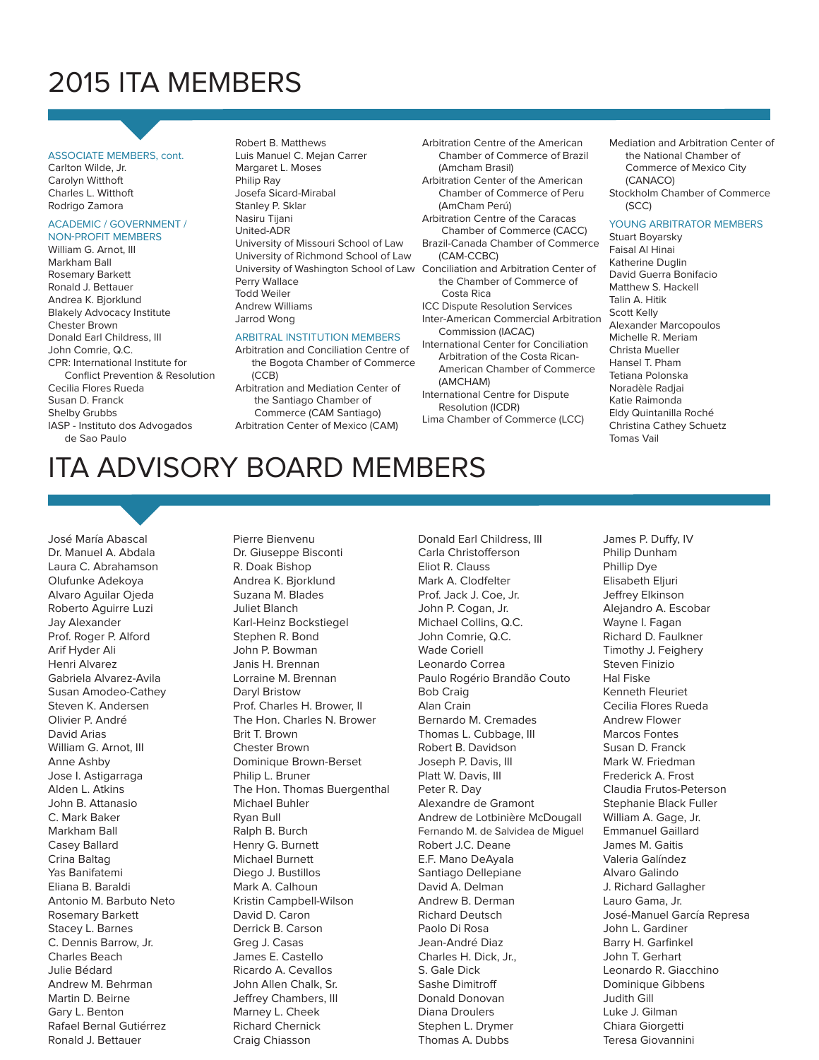# 2015 ITA MEMBERS

### ASSOCIATE MEMBERS, cont.

Carlton Wilde, Jr.
Carolyn Witthoft
Charles L. Witthoft
Rodrigo Zamora

### ACADEMIC / GOVERNMENT / NON-PROFIT MEMBERS

William G. Arnot, III
Markham Ball
Rosemary Barkett
Ronald J. Bettauer
Andrea K. Bjorklund
Blakely Advocacy Institute
Chester Brown
Donald Earl Childress, III
John Comrie, Q.C.
CPR: International Institute for Conflict Prevention & Resolution
Cecilia Flores Rueda
Susan D. Franck
Shelby Grubbs
IASP - Instituto dos Advogados de Sao Paulo
Robert B. Matthews
Luis Manuel C. Mejan Carrer
Margaret L. Moses
Philip Ray
Josefa Sicard-Mirabal
Stanley P. Sklar
Nasiru Tijani
United-ADR
University of Missouri School of Law
University of Richmond School of Law
University of Washington School of Law
Perry Wallace
Todd Weiler
Andrew Williams
Jarrod Wong

### ARBITRAL INSTITUTION MEMBERS

Arbitration and Conciliation Centre of the Bogota Chamber of Commerce (CCB)
Arbitration and Mediation Center of the Santiago Chamber of Commerce (CAM Santiago)
Arbitration Center of Mexico (CAM)
Arbitration Centre of the American Chamber of Commerce of Brazil (Amcham Brasil)
Arbitration Center of the American Chamber of Commerce of Peru (AmCham Perú)
Arbitration Centre of the Caracas Chamber of Commerce (CACC)
Brazil-Canada Chamber of Commerce (CAM-CCBC)
Conciliation and Arbitration Center of the Chamber of Commerce of Costa Rica
ICC Dispute Resolution Services
Inter-American Commercial Arbitration Commission (IACAC)
International Center for Conciliation Arbitration of the Costa Rican-American Chamber of Commerce (AMCHAM)
International Centre for Dispute Resolution (ICDR)
Lima Chamber of Commerce (LCC)
Mediation and Arbitration Center of the National Chamber of Commerce of Mexico City (CANACO)
Stockholm Chamber of Commerce (SCC)

### YOUNG ARBITRATOR MEMBERS

Stuart Boyarsky
Faisal Al Hinai
Katherine Duglin
David Guerra Bonifacio
Matthew S. Hackell
Talin A. Hitik
Scott Kelly
Alexander Marcopoulos
Michelle R. Meriam
Christa Mueller
Hansel T. Pham
Tetiana Polonska
Noradèle Radjai
Katie Raimonda
Eldy Quintanilla Roché
Christina Cathey Schuetz
Tomas Vail

# ITA ADVISORY BOARD MEMBERS

José María Abascal
Dr. Manuel A. Abdala
Laura C. Abrahamson
Olufunke Adekoya
Alvaro Aguilar Ojeda
Roberto Aguirre Luzi
Jay Alexander
Prof. Roger P. Alford
Arif Hyder Ali
Henri Alvarez
Gabriela Alvarez-Avila
Susan Amodeo-Cathey
Steven K. Andersen
Olivier P. André
David Arias
William G. Arnot, III
Anne Ashby
Jose I. Astigarraga
Alden L. Atkins
John B. Attanasio
C. Mark Baker
Markham Ball
Casey Ballard
Crina Baltag
Yas Banifatemi
Eliana B. Baraldi
Antonio M. Barbuto Neto
Rosemary Barkett
Stacey L. Barnes
C. Dennis Barrow, Jr.
Charles Beach
Julie Bédard
Andrew M. Behrman
Martin D. Beirne
Gary L. Benton
Rafael Bernal Gutiérrez
Ronald J. Bettauer
Pierre Bienvenu
Dr. Giuseppe Bisconti
R. Doak Bishop
Andrea K. Bjorklund
Suzana M. Blades
Juliet Blanch
Karl-Heinz Bockstiegel
Stephen R. Bond
John P. Bowman
Janis H. Brennan
Lorraine M. Brennan
Daryl Bristow
Prof. Charles H. Brower, II
The Hon. Charles N. Brower
Brit T. Brown
Chester Brown
Dominique Brown-Berset
Philip L. Bruner
The Hon. Thomas Buergenthal
Michael Buhler
Ryan Bull
Ralph B. Burch
Henry G. Burnett
Michael Burnett
Diego J. Bustillos
Mark A. Calhoun
Kristin Campbell-Wilson
David D. Caron
Derrick B. Carson
Greg J. Casas
James E. Castello
Ricardo A. Cevallos
John Allen Chalk, Sr.
Jeffrey Chambers, III
Marney L. Cheek
Richard Chernick
Craig Chiasson
Donald Earl Childress, III
Carla Christofferson
Eliot R. Clauss
Mark A. Clodfelter
Prof. Jack J. Coe, Jr.
John P. Cogan, Jr.
Michael Collins, Q.C.
John Comrie, Q.C.
Wade Coriell
Leonardo Correa
Paulo Rogério Brandão Couto
Bob Craig
Alan Crain
Bernardo M. Cremades
Thomas L. Cubbage, III
Robert B. Davidson
Joseph P. Davis, III
Platt W. Davis, III
Peter R. Day
Alexandre de Gramont
Andrew de Lotbinière McDougall
Fernando M. de Salvidea de Miguel
Robert J.C. Deane
E.F. Mano DeAyala
Santiago Dellepiane
David A. Delman
Andrew B. Derman
Richard Deutsch
Paolo Di Rosa
Jean-André Diaz
Charles H. Dick, Jr.,
S. Gale Dick
Sashe Dimitroff
Donald Donovan
Diana Droulers
Stephen L. Drymer
Thomas A. Dubbs
James P. Duffy, IV
Philip Dunham
Phillip Dye
Elisabeth Eljuri
Jeffrey Elkinson
Alejandro A. Escobar
Wayne I. Fagan
Richard D. Faulkner
Timothy J. Feighery
Steven Finizio
Hal Fiske
Kenneth Fleuriet
Cecilia Flores Rueda
Andrew Flower
Marcos Fontes
Susan D. Franck
Mark W. Friedman
Frederick A. Frost
Claudia Frutos-Peterson
Stephanie Black Fuller
William A. Gage, Jr.
Emmanuel Gaillard
James M. Gaitis
Valeria Galíndez
Alvaro Galindo
J. Richard Gallagher
Lauro Gama, Jr.
José-Manuel García Represa
John L. Gardiner
Barry H. Garfinkel
John T. Gerhart
Leonardo R. Giacchino
Dominique Gibbens
Judith Gill
Luke J. Gilman
Chiara Giorgetti
Teresa Giovannini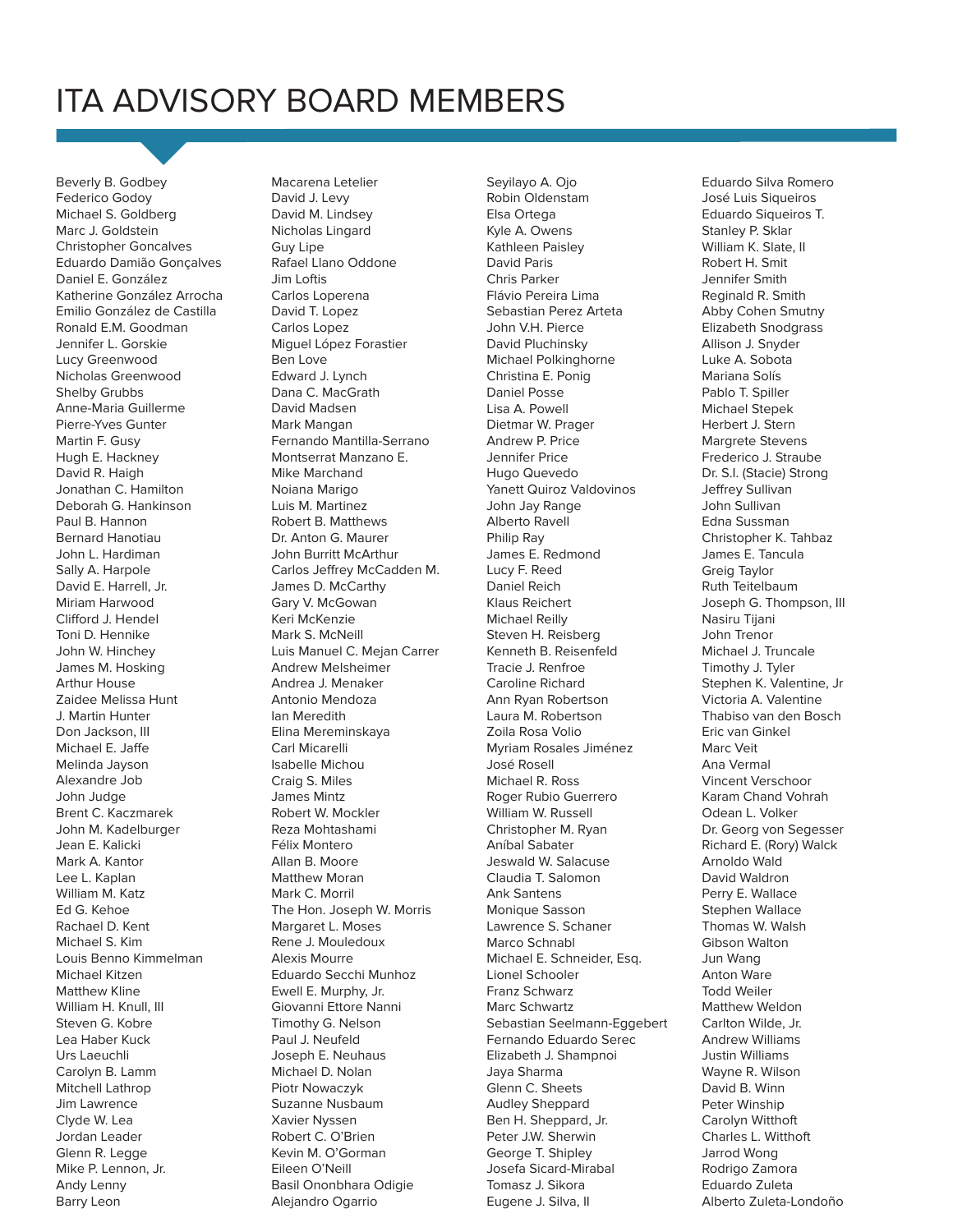# ITA ADVISORY BOARD MEMBERS

Beverly B. Godbey
Federico Godoy
Michael S. Goldberg
Marc J. Goldstein
Christopher Goncalves
Eduardo Damião Gonçalves
Daniel E. González
Katherine González Arrocha
Emilio González de Castilla
Ronald E.M. Goodman
Jennifer L. Gorskie
Lucy Greenwood
Nicholas Greenwood
Shelby Grubbs
Anne-Maria Guillerme
Pierre-Yves Gunter
Martin F. Gusy
Hugh E. Hackney
David R. Haigh
Jonathan C. Hamilton
Deborah G. Hankinson
Paul B. Hannon
Bernard Hanotiau
John L. Hardiman
Sally A. Harpole
David E. Harrell, Jr.
Miriam Harwood
Clifford J. Hendel
Toni D. Hennike
John W. Hinchey
James M. Hosking
Arthur House
Zaidee Melissa Hunt
J. Martin Hunter
Don Jackson, III
Michael E. Jaffe
Melinda Jayson
Alexandre Job
John Judge
Brent C. Kaczmarek
John M. Kadelburger
Jean E. Kalicki
Mark A. Kantor
Lee L. Kaplan
William M. Katz
Ed G. Kehoe
Rachael D. Kent
Michael S. Kim
Louis Benno Kimmelman
Michael Kitzen
Matthew Kline
William H. Knull, III
Steven G. Kobre
Lea Haber Kuck
Urs Laeuchli
Carolyn B. Lamm
Mitchell Lathrop
Jim Lawrence
Clyde W. Lea
Jordan Leader
Glenn R. Legge
Mike P. Lennon, Jr.
Andy Lenny
Barry Leon
Macarena Letelier
David J. Levy
David M. Lindsey
Nicholas Lingard
Guy Lipe
Rafael Llano Oddone
Jim Loftis
Carlos Loperena
David T. Lopez
Carlos Lopez
Miguel López Forastier
Ben Love
Edward J. Lynch
Dana C. MacGrath
David Madsen
Mark Mangan
Fernando Mantilla-Serrano
Montserrat Manzano E.
Mike Marchand
Noiana Marigo
Luis M. Martinez
Robert B. Matthews
Dr. Anton G. Maurer
John Burritt McArthur
Carlos Jeffrey McCadden M.
James D. McCarthy
Gary V. McGowan
Keri McKenzie
Mark S. McNeill
Luis Manuel C. Mejan Carrer
Andrew Melsheimer
Andrea J. Menaker
Antonio Mendoza
Ian Meredith
Elina Mereminskaya
Carl Micarelli
Isabelle Michou
Craig S. Miles
James Mintz
Robert W. Mockler
Reza Mohtashami
Félix Montero
Allan B. Moore
Matthew Moran
Mark C. Morril
The Hon. Joseph W. Morris
Margaret L. Moses
Rene J. Mouledoux
Alexis Mourre
Eduardo Secchi Munhoz
Ewell E. Murphy, Jr.
Giovanni Ettore Nanni
Timothy G. Nelson
Paul J. Neufeld
Joseph E. Neuhaus
Michael D. Nolan
Piotr Nowaczyk
Suzanne Nusbaum
Xavier Nyssen
Robert C. O'Brien
Kevin M. O'Gorman
Eileen O'Neill
Basil Ononbhara Odigie
Alejandro Ogarrio
Seyilayo A. Ojo
Robin Oldenstam
Elsa Ortega
Kyle A. Owens
Kathleen Paisley
David Paris
Chris Parker
Flávio Pereira Lima
Sebastian Perez Arteta
John V.H. Pierce
David Pluchinsky
Michael Polkinghorne
Christina E. Ponig
Daniel Posse
Lisa A. Powell
Dietmar W. Prager
Andrew P. Price
Jennifer Price
Hugo Quevedo
Yanett Quiroz Valdovinos
John Jay Range
Alberto Ravell
Philip Ray
James E. Redmond
Lucy F. Reed
Daniel Reich
Klaus Reichert
Michael Reilly
Steven H. Reisberg
Kenneth B. Reisenfeld
Tracie J. Renfroe
Caroline Richard
Ann Ryan Robertson
Laura M. Robertson
Zoila Rosa Volio
Myriam Rosales Jiménez
José Rosell
Michael R. Ross
Roger Rubio Guerrero
William W. Russell
Christopher M. Ryan
Aníbal Sabater
Jeswald W. Salacuse
Claudia T. Salomon
Ank Santens
Monique Sasson
Lawrence S. Schaner
Marco Schnabl
Michael E. Schneider, Esq.
Lionel Schooler
Franz Schwarz
Marc Schwartz
Sebastian Seelmann-Eggebert
Fernando Eduardo Serec
Elizabeth J. Shampnoi
Jaya Sharma
Glenn C. Sheets
Audley Sheppard
Ben H. Sheppard, Jr.
Peter J.W. Sherwin
George T. Shipley
Josefa Sicard-Mirabal
Tomasz J. Sikora
Eugene J. Silva, II
Eduardo Silva Romero
José Luis Siqueiros
Eduardo Siqueiros T.
Stanley P. Sklar
William K. Slate, II
Robert H. Smit
Jennifer Smith
Reginald R. Smith
Abby Cohen Smutny
Elizabeth Snodgrass
Allison J. Snyder
Luke A. Sobota
Mariana Solís
Pablo T. Spiller
Michael Stepek
Herbert J. Stern
Margrete Stevens
Frederico J. Straube
Dr. S.I. (Stacie) Strong
Jeffrey Sullivan
John Sullivan
Edna Sussman
Christopher K. Tahbaz
James E. Tancula
Greig Taylor
Ruth Teitelbaum
Joseph G. Thompson, III
Nasiru Tijani
John Trenor
Michael J. Truncale
Timothy J. Tyler
Stephen K. Valentine, Jr
Victoria A. Valentine
Thabiso van den Bosch
Eric van Ginkel
Marc Veit
Ana Vermal
Vincent Verschoor
Karam Chand Vohrah
Odean L. Volker
Dr. Georg von Segesser
Richard E. (Rory) Walck
Arnoldo Wald
David Waldron
Perry E. Wallace
Stephen Wallace
Thomas W. Walsh
Gibson Walton
Jun Wang
Anton Ware
Todd Weiler
Matthew Weldon
Carlton Wilde, Jr.
Andrew Williams
Justin Williams
Wayne R. Wilson
David B. Winn
Peter Winship
Carolyn Witthoft
Charles L. Witthoft
Jarrod Wong
Rodrigo Zamora
Eduardo Zuleta
Alberto Zuleta-Londoño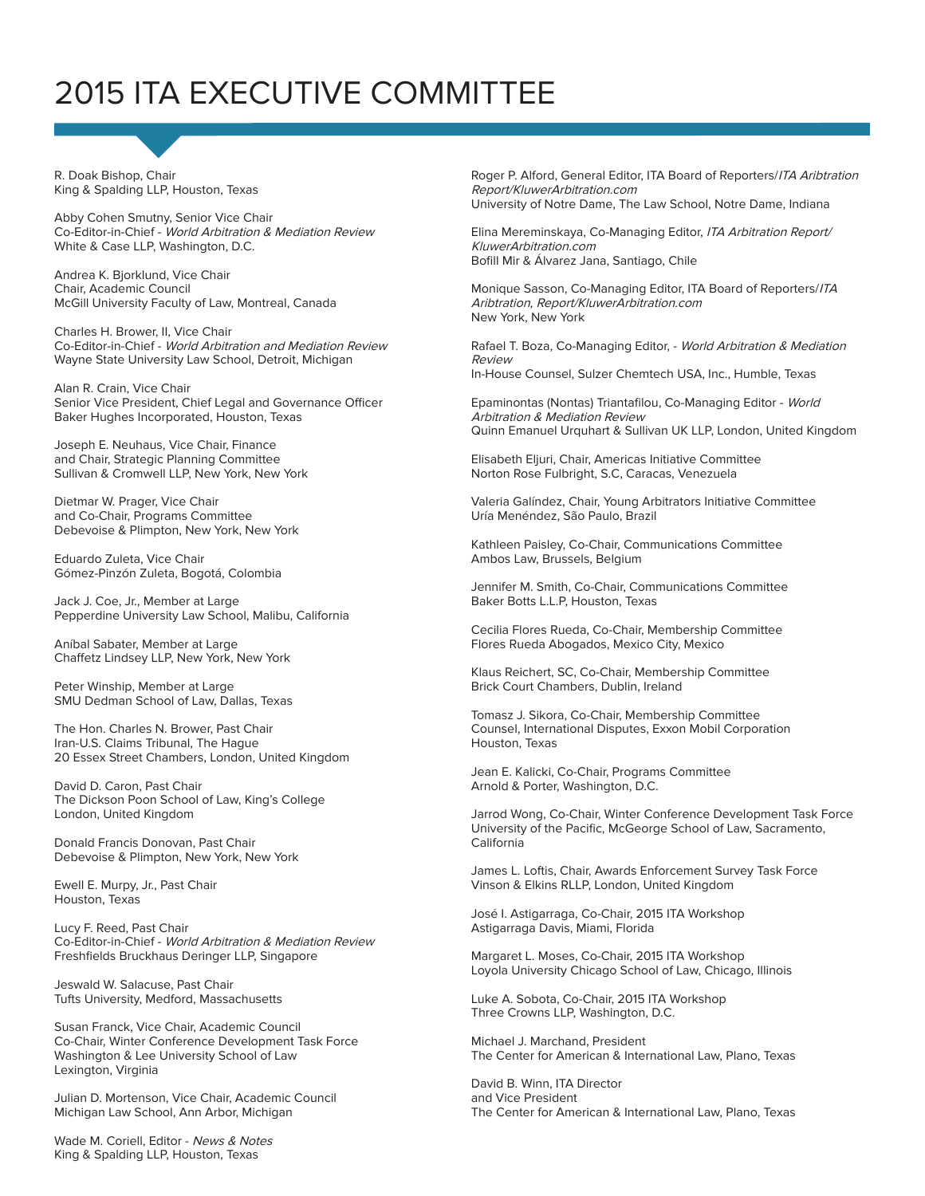# 2015 ITA EXECUTIVE COMMITTEE

R. Doak Bishop, Chair
King & Spalding LLP, Houston, Texas

Abby Cohen Smutny, Senior Vice Chair
Co-Editor-in-Chief - *World Arbitration & Mediation Review*
White & Case LLP, Washington, D.C.

Andrea K. Bjorklund, Vice Chair
Chair, Academic Council
McGill University Faculty of Law, Montreal, Canada

Charles H. Brower, II, Vice Chair
Co-Editor-in-Chief - *World Arbitration and Mediation Review*
Wayne State University Law School, Detroit, Michigan

Alan R. Crain, Vice Chair
Senior Vice President, Chief Legal and Governance Officer
Baker Hughes Incorporated, Houston, Texas

Joseph E. Neuhaus, Vice Chair, Finance
and Chair, Strategic Planning Committee
Sullivan & Cromwell LLP, New York, New York

Dietmar W. Prager, Vice Chair
and Co-Chair, Programs Committee
Debevoise & Plimpton, New York, New York

Eduardo Zuleta, Vice Chair
Gómez-Pinzón Zuleta, Bogotá, Colombia

Jack J. Coe, Jr., Member at Large
Pepperdine University Law School, Malibu, California

Aníbal Sabater, Member at Large
Chaffetz Lindsey LLP, New York, New York

Peter Winship, Member at Large
SMU Dedman School of Law, Dallas, Texas

The Hon. Charles N. Brower, Past Chair
Iran-U.S. Claims Tribunal, The Hague
20 Essex Street Chambers, London, United Kingdom

David D. Caron, Past Chair
The Dickson Poon School of Law, King's College
London, United Kingdom

Donald Francis Donovan, Past Chair
Debevoise & Plimpton, New York, New York

Ewell E. Murpy, Jr., Past Chair
Houston, Texas

Lucy F. Reed, Past Chair
Co-Editor-in-Chief - *World Arbitration & Mediation Review*
Freshfields Bruckhaus Deringer LLP, Singapore

Jeswald W. Salacuse, Past Chair
Tufts University, Medford, Massachusetts

Susan Franck, Vice Chair, Academic Council
Co-Chair, Winter Conference Development Task Force
Washington & Lee University School of Law
Lexington, Virginia

Julian D. Mortenson, Vice Chair, Academic Council
Michigan Law School, Ann Arbor, Michigan

Wade M. Coriell, Editor - *News & Notes*
King & Spalding LLP, Houston, Texas

Roger P. Alford, General Editor, ITA Board of Reporters/*ITA Aribtration Report/KluwerArbitration.com*
University of Notre Dame, The Law School, Notre Dame, Indiana

Elina Mereminskaya, Co-Managing Editor, *ITA Arbitration Report/KluwerArbitration.com*
Bofill Mir & Álvarez Jana, Santiago, Chile

Monique Sasson, Co-Managing Editor, ITA Board of Reporters/*ITA Aribtration, Report/KluwerArbitration.com*
New York, New York

Rafael T. Boza, Co-Managing Editor, - *World Arbitration & Mediation Review*
In-House Counsel, Sulzer Chemtech USA, Inc., Humble, Texas

Epaminontas (Nontas) Triantafilou, Co-Managing Editor - *World Arbitration & Mediation Review*
Quinn Emanuel Urquhart & Sullivan UK LLP, London, United Kingdom

Elisabeth Eljuri, Chair, Americas Initiative Committee
Norton Rose Fulbright, S.C, Caracas, Venezuela

Valeria Galíndez, Chair, Young Arbitrators Initiative Committee
Uría Menéndez, São Paulo, Brazil

Kathleen Paisley, Co-Chair, Communications Committee
Ambos Law, Brussels, Belgium

Jennifer M. Smith, Co-Chair, Communications Committee
Baker Botts L.L.P, Houston, Texas

Cecilia Flores Rueda, Co-Chair, Membership Committee
Flores Rueda Abogados, Mexico City, Mexico

Klaus Reichert, SC, Co-Chair, Membership Committee
Brick Court Chambers, Dublin, Ireland

Tomasz J. Sikora, Co-Chair, Membership Committee
Counsel, International Disputes, Exxon Mobil Corporation
Houston, Texas

Jean E. Kalicki, Co-Chair, Programs Committee
Arnold & Porter, Washington, D.C.

Jarrod Wong, Co-Chair, Winter Conference Development Task Force
University of the Pacific, McGeorge School of Law, Sacramento, California

James L. Loftis, Chair, Awards Enforcement Survey Task Force
Vinson & Elkins RLLP, London, United Kingdom

José I. Astigarraga, Co-Chair, 2015 ITA Workshop
Astigarraga Davis, Miami, Florida

Margaret L. Moses, Co-Chair, 2015 ITA Workshop
Loyola University Chicago School of Law, Chicago, Illinois

Luke A. Sobota, Co-Chair, 2015 ITA Workshop
Three Crowns LLP, Washington, D.C.

Michael J. Marchand, President
The Center for American & International Law, Plano, Texas

David B. Winn, ITA Director
and Vice President
The Center for American & International Law, Plano, Texas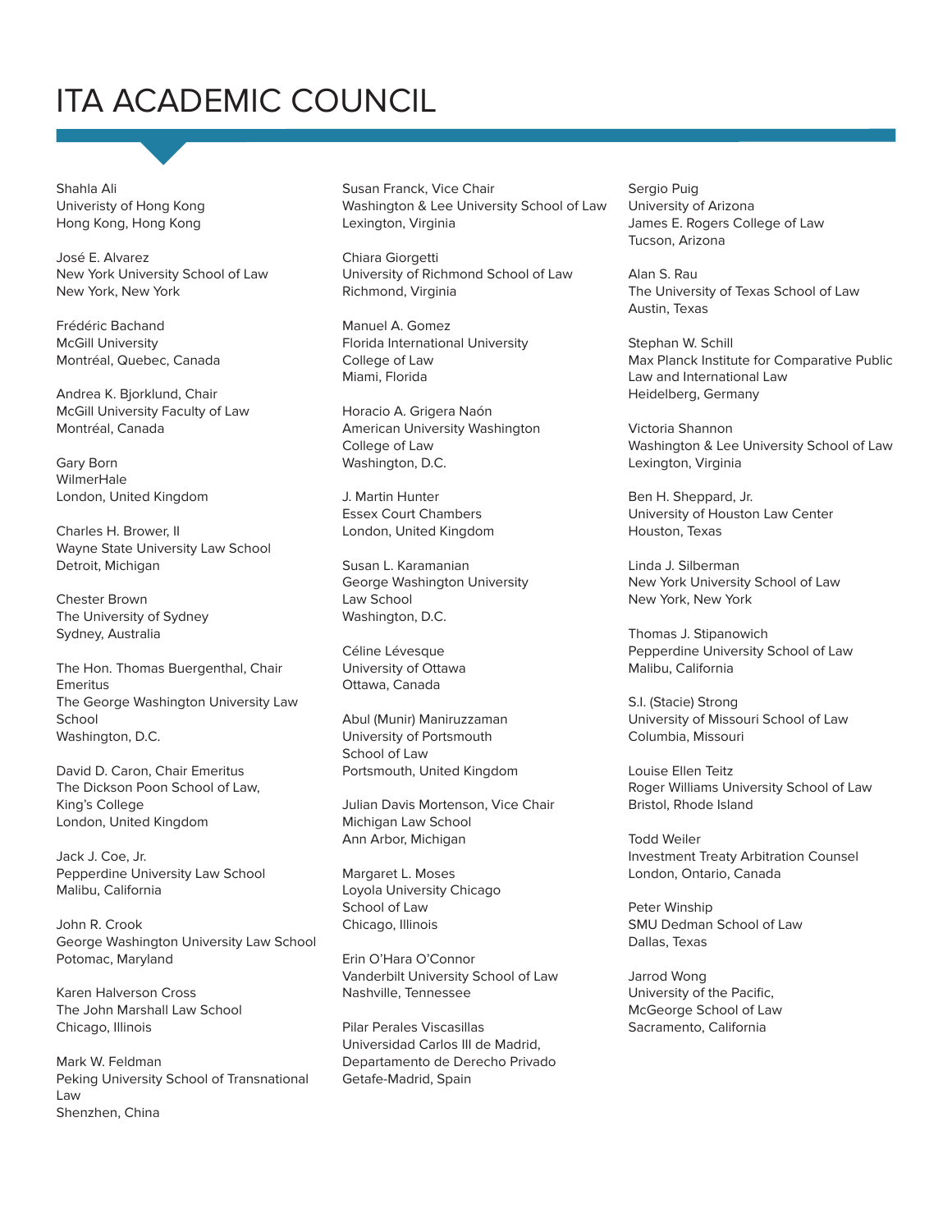# ITA ACADEMIC COUNCIL

Shahla Ali
Univeristy of Hong Kong
Hong Kong, Hong Kong

José E. Alvarez
New York University School of Law
New York, New York

Frédéric Bachand
McGill University
Montréal, Quebec, Canada

Andrea K. Bjorklund, Chair
McGill University Faculty of Law
Montréal, Canada

Gary Born
WilmerHale
London, United Kingdom

Charles H. Brower, II
Wayne State University Law School
Detroit, Michigan

Chester Brown
The University of Sydney
Sydney, Australia

The Hon. Thomas Buergenthal, Chair Emeritus
The George Washington University Law School
Washington, D.C.

David D. Caron, Chair Emeritus
The Dickson Poon School of Law, King's College
London, United Kingdom

Jack J. Coe, Jr.
Pepperdine University Law School
Malibu, California

John R. Crook
George Washington University Law School
Potomac, Maryland

Karen Halverson Cross
The John Marshall Law School
Chicago, Illinois

Mark W. Feldman
Peking University School of Transnational Law
Shenzhen, China

Susan Franck, Vice Chair
Washington & Lee University School of Law
Lexington, Virginia

Chiara Giorgetti
University of Richmond School of Law
Richmond, Virginia

Manuel A. Gomez
Florida International University College of Law
Miami, Florida

Horacio A. Grigera Naón
American University Washington College of Law
Washington, D.C.

J. Martin Hunter
Essex Court Chambers
London, United Kingdom

Susan L. Karamanian
George Washington University Law School
Washington, D.C.

Céline Lévesque
University of Ottawa
Ottawa, Canada

Abul (Munir) Maniruzzaman
University of Portsmouth School of Law
Portsmouth, United Kingdom

Julian Davis Mortenson, Vice Chair
Michigan Law School
Ann Arbor, Michigan

Margaret L. Moses
Loyola University Chicago School of Law
Chicago, Illinois

Erin O'Hara O'Connor
Vanderbilt University School of Law
Nashville, Tennessee

Pilar Perales Viscasillas
Universidad Carlos III de Madrid, Departamento de Derecho Privado
Getafe-Madrid, Spain

Sergio Puig
University of Arizona
James E. Rogers College of Law
Tucson, Arizona

Alan S. Rau
The University of Texas School of Law
Austin, Texas

Stephan W. Schill
Max Planck Institute for Comparative Public Law and International Law
Heidelberg, Germany

Victoria Shannon
Washington & Lee University School of Law
Lexington, Virginia

Ben H. Sheppard, Jr.
University of Houston Law Center
Houston, Texas

Linda J. Silberman
New York University School of Law
New York, New York

Thomas J. Stipanowich
Pepperdine University School of Law
Malibu, California

S.I. (Stacie) Strong
University of Missouri School of Law
Columbia, Missouri

Louise Ellen Teitz
Roger Williams University School of Law
Bristol, Rhode Island

Todd Weiler
Investment Treaty Arbitration Counsel
London, Ontario, Canada

Peter Winship
SMU Dedman School of Law
Dallas, Texas

Jarrod Wong
University of the Pacific, McGeorge School of Law
Sacramento, California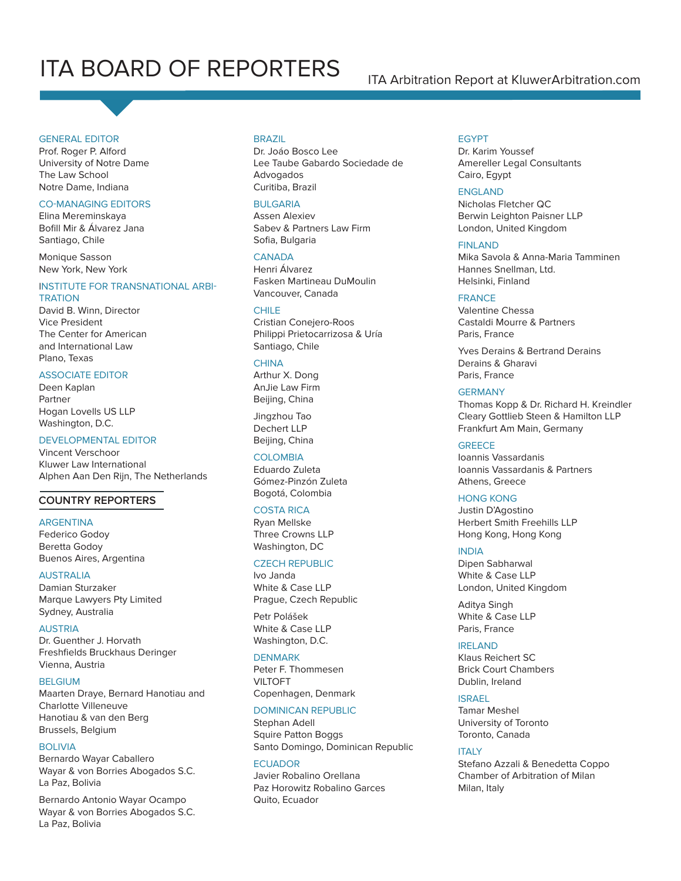# ITA BOARD OF REPORTERS

ITA Arbitration Report at KluwerArbitration.com

GENERAL EDITOR
Prof. Roger P. Alford
University of Notre Dame
The Law School
Notre Dame, Indiana

CO-MANAGING EDITORS
Elina Mereminskaya
Bofill Mir & Álvarez Jana
Santiago, Chile

Monique Sasson
New York, New York

INSTITUTE FOR TRANSNATIONAL ARBITRATION
David B. Winn, Director
Vice President
The Center for American and International Law
Plano, Texas

ASSOCIATE EDITOR
Deen Kaplan
Partner
Hogan Lovells US LLP
Washington, D.C.

DEVELOPMENTAL EDITOR
Vincent Verschoor
Kluwer Law International
Alphen Aan Den Rijn, The Netherlands

## COUNTRY REPORTERS

ARGENTINA
Federico Godoy
Beretta Godoy
Buenos Aires, Argentina

AUSTRALIA
Damian Sturzaker
Marque Lawyers Pty Limited
Sydney, Australia

AUSTRIA
Dr. Guenther J. Horvath
Freshfields Bruckhaus Deringer
Vienna, Austria

BELGIUM
Maarten Draye, Bernard Hanotiau and Charlotte Villeneuve
Hanotiau & van den Berg
Brussels, Belgium

BOLIVIA
Bernardo Wayar Caballero
Wayar & von Borries Abogados S.C.
La Paz, Bolivia

Bernardo Antonio Wayar Ocampo
Wayar & von Borries Abogados S.C.
La Paz, Bolivia

BRAZIL
Dr. Joáo Bosco Lee
Lee Taube Gabardo Sociedade de Advogados
Curitiba, Brazil

BULGARIA
Assen Alexiev
Sabev & Partners Law Firm
Sofia, Bulgaria

CANADA
Henri Álvarez
Fasken Martineau DuMoulin
Vancouver, Canada

CHILE
Cristian Conejero-Roos
Philippi Prietocarrizosa & Uría
Santiago, Chile

CHINA
Arthur X. Dong
AnJie Law Firm
Beijing, China

Jingzhou Tao
Dechert LLP
Beijing, China

COLOMBIA
Eduardo Zuleta
Gómez-Pinzón Zuleta
Bogotá, Colombia

COSTA RICA
Ryan Mellske
Three Crowns LLP
Washington, DC

CZECH REPUBLIC
Ivo Janda
White & Case LLP
Prague, Czech Republic

Petr Polášek
White & Case LLP
Washington, D.C.

DENMARK
Peter F. Thommesen
VILTOFT
Copenhagen, Denmark

DOMINICAN REPUBLIC
Stephan Adell
Squire Patton Boggs
Santo Domingo, Dominican Republic

ECUADOR
Javier Robalino Orellana
Paz Horowitz Robalino Garces
Quito, Ecuador

EGYPT
Dr. Karim Youssef
Amereller Legal Consultants
Cairo, Egypt

ENGLAND
Nicholas Fletcher QC
Berwin Leighton Paisner LLP
London, United Kingdom

FINLAND
Mika Savola & Anna-Maria Tamminen
Hannes Snellman, Ltd.
Helsinki, Finland

FRANCE
Valentine Chessa
Castaldi Mourre & Partners
Paris, France

Yves Derains & Bertrand Derains
Derains & Gharavi
Paris, France

GERMANY
Thomas Kopp & Dr. Richard H. Kreindler
Cleary Gottlieb Steen & Hamilton LLP
Frankfurt Am Main, Germany

GREECE
Ioannis Vassardanis
Ioannis Vassardanis & Partners
Athens, Greece

HONG KONG
Justin D'Agostino
Herbert Smith Freehills LLP
Hong Kong, Hong Kong

INDIA
Dipen Sabharwal
White & Case LLP
London, United Kingdom

Aditya Singh
White & Case LLP
Paris, France

IRELAND
Klaus Reichert SC
Brick Court Chambers
Dublin, Ireland

ISRAEL
Tamar Meshel
University of Toronto
Toronto, Canada

ITALY
Stefano Azzali & Benedetta Coppo
Chamber of Arbitration of Milan
Milan, Italy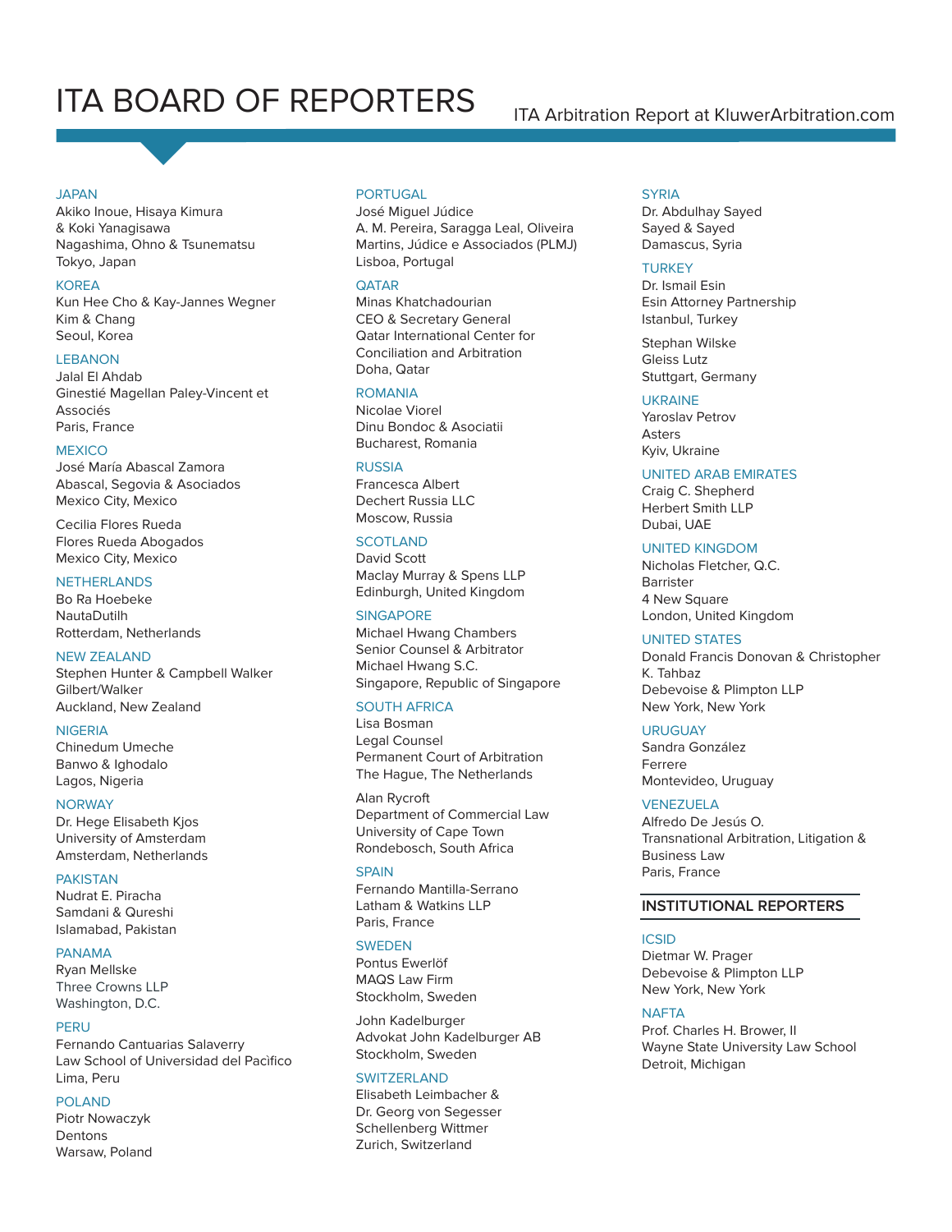# ITA BOARD OF REPORTERS

ITA Arbitration Report at KluwerArbitration.com

JAPAN
Akiko Inoue, Hisaya Kimura
& Koki Yanagisawa
Nagashima, Ohno & Tsunematsu
Tokyo, Japan

KOREA
Kun Hee Cho & Kay-Jannes Wegner
Kim & Chang
Seoul, Korea

LEBANON
Jalal El Ahdab
Ginestié Magellan Paley-Vincent et Associés
Paris, France

MEXICO
José María Abascal Zamora
Abascal, Segovia & Asociados
Mexico City, Mexico

Cecilia Flores Rueda
Flores Rueda Abogados
Mexico City, Mexico

NETHERLANDS
Bo Ra Hoebeke
NautaDutilh
Rotterdam, Netherlands

NEW ZEALAND
Stephen Hunter & Campbell Walker
Gilbert/Walker
Auckland, New Zealand

NIGERIA
Chinedum Umeche
Banwo & Ighodalo
Lagos, Nigeria

NORWAY
Dr. Hege Elisabeth Kjos
University of Amsterdam
Amsterdam, Netherlands

PAKISTAN
Nudrat E. Piracha
Samdani & Qureshi
Islamabad, Pakistan

PANAMA
Ryan Mellske
Three Crowns LLP
Washington, D.C.

PERU
Fernando Cantuarias Salaverry
Law School of Universidad del Pacìfico
Lima, Peru

POLAND
Piotr Nowaczyk
Dentons
Warsaw, Poland

PORTUGAL
José Miguel Júdice
A. M. Pereira, Saragga Leal, Oliveira Martins, Júdice e Associados (PLMJ)
Lisboa, Portugal

QATAR
Minas Khatchadourian
CEO & Secretary General
Qatar International Center for Conciliation and Arbitration
Doha, Qatar

ROMANIA
Nicolae Viorel
Dinu Bondoc & Asociatii
Bucharest, Romania

RUSSIA
Francesca Albert
Dechert Russia LLC
Moscow, Russia

SCOTLAND
David Scott
Maclay Murray & Spens LLP
Edinburgh, United Kingdom

SINGAPORE
Michael Hwang Chambers
Senior Counsel & Arbitrator
Michael Hwang S.C.
Singapore, Republic of Singapore

SOUTH AFRICA
Lisa Bosman
Legal Counsel
Permanent Court of Arbitration
The Hague, The Netherlands

Alan Rycroft
Department of Commercial Law
University of Cape Town
Rondebosch, South Africa

SPAIN
Fernando Mantilla-Serrano
Latham & Watkins LLP
Paris, France

SWEDEN
Pontus Ewerlöf
MAQS Law Firm
Stockholm, Sweden

John Kadelburger
Advokat John Kadelburger AB
Stockholm, Sweden

SWITZERLAND
Elisabeth Leimbacher &
Dr. Georg von Segesser
Schellenberg Wittmer
Zurich, Switzerland

SYRIA
Dr. Abdulhay Sayed
Sayed & Sayed
Damascus, Syria

TURKEY
Dr. Ismail Esin
Esin Attorney Partnership
Istanbul, Turkey

Stephan Wilske
Gleiss Lutz
Stuttgart, Germany

UKRAINE
Yaroslav Petrov
Asters
Kyiv, Ukraine

UNITED ARAB EMIRATES
Craig C. Shepherd
Herbert Smith LLP
Dubai, UAE

UNITED KINGDOM
Nicholas Fletcher, Q.C.
Barrister
4 New Square
London, United Kingdom

UNITED STATES
Donald Francis Donovan & Christopher K. Tahbaz
Debevoise & Plimpton LLP
New York, New York

URUGUAY
Sandra González
Ferrere
Montevideo, Uruguay

VENEZUELA
Alfredo De Jesús O.
Transnational Arbitration, Litigation & Business Law
Paris, France

## INSTITUTIONAL REPORTERS

ICSID
Dietmar W. Prager
Debevoise & Plimpton LLP
New York, New York

NAFTA
Prof. Charles H. Brower, II
Wayne State University Law School
Detroit, Michigan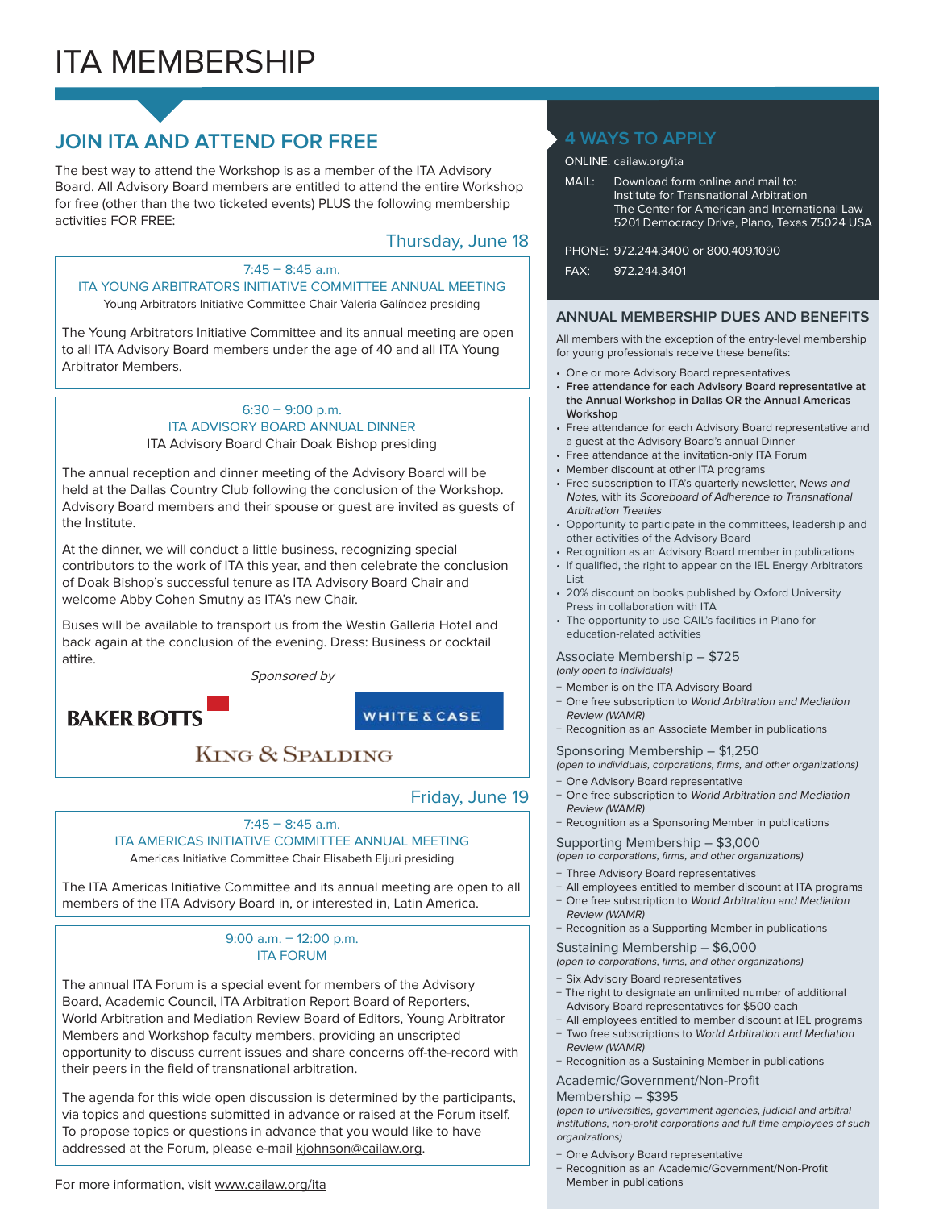# ITA MEMBERSHIP

## JOIN ITA AND ATTEND FOR FREE

The best way to attend the Workshop is as a member of the ITA Advisory Board. All Advisory Board members are entitled to attend the entire Workshop for free (other than the two ticketed events) PLUS the following membership activities FOR FREE:

### Thursday, June 18

7:45 – 8:45 a.m.
**ITA YOUNG ARBITRATORS INITIATIVE COMMITTEE ANNUAL MEETING**
Young Arbitrators Initiative Committee Chair Valeria Galíndez presiding

The Young Arbitrators Initiative Committee and its annual meeting are open to all ITA Advisory Board members under the age of 40 and all ITA Young Arbitrator Members.

6:30 – 9:00 p.m.
**ITA ADVISORY BOARD ANNUAL DINNER**
ITA Advisory Board Chair Doak Bishop presiding

The annual reception and dinner meeting of the Advisory Board will be held at the Dallas Country Club following the conclusion of the Workshop. Advisory Board members and their spouse or guest are invited as guests of the Institute.

At the dinner, we will conduct a little business, recognizing special contributors to the work of ITA this year, and then celebrate the conclusion of Doak Bishop's successful tenure as ITA Advisory Board Chair and welcome Abby Cohen Smutny as ITA's new Chair.

Buses will be available to transport us from the Westin Galleria Hotel and back again at the conclusion of the evening. Dress: Business or cocktail attire.

*Sponsored by*

BAKER BOTTS

WHITE & CASE

KING & SPALDING

### Friday, June 19

7:45 – 8:45 a.m.
**ITA AMERICAS INITIATIVE COMMITTEE ANNUAL MEETING**
Americas Initiative Committee Chair Elisabeth Eljuri presiding

The ITA Americas Initiative Committee and its annual meeting are open to all members of the ITA Advisory Board in, or interested in, Latin America.

9:00 a.m. – 12:00 p.m.
**ITA FORUM**

The annual ITA Forum is a special event for members of the Advisory Board, Academic Council, ITA Arbitration Report Board of Reporters, World Arbitration and Mediation Review Board of Editors, Young Arbitrator Members and Workshop faculty members, providing an unscripted opportunity to discuss current issues and share concerns off-the-record with their peers in the field of transnational arbitration.

The agenda for this wide open discussion is determined by the participants, via topics and questions submitted in advance or raised at the Forum itself. To propose topics or questions in advance that you would like to have addressed at the Forum, please e-mail kjohnson@cailaw.org.

For more information, visit www.cailaw.org/ita

## 4 WAYS TO APPLY

ONLINE: cailaw.org/ita

MAIL: Download form online and mail to:
Institute for Transnational Arbitration
The Center for American and International Law
5201 Democracy Drive, Plano, Texas 75024 USA

PHONE: 972.244.3400 or 800.409.1090

FAX: 972.244.3401

## ANNUAL MEMBERSHIP DUES AND BENEFITS

All members with the exception of the entry-level membership for young professionals receive these benefits:

- One or more Advisory Board representatives
- **Free attendance for each Advisory Board representative at the Annual Workshop in Dallas OR the Annual Americas Workshop**
- Free attendance for each Advisory Board representative and a guest at the Advisory Board's annual Dinner
- Free attendance at the invitation-only ITA Forum
- Member discount at other ITA programs
- Free subscription to ITA's quarterly newsletter, *News and Notes*, with its *Scoreboard of Adherence to Transnational Arbitration Treaties*
- Opportunity to participate in the committees, leadership and other activities of the Advisory Board
- Recognition as an Advisory Board member in publications
- If qualified, the right to appear on the IEL Energy Arbitrators List
- 20% discount on books published by Oxford University Press in collaboration with ITA
- The opportunity to use CAIL's facilities in Plano for education-related activities

### Associate Membership – $725
*(only open to individuals)*

- Member is on the ITA Advisory Board
- One free subscription to *World Arbitration and Mediation Review (WAMR)*
- Recognition as an Associate Member in publications

### Sponsoring Membership – $1,250
*(open to individuals, corporations, firms, and other organizations)*

- One Advisory Board representative
- One free subscription to *World Arbitration and Mediation Review (WAMR)*
- Recognition as a Sponsoring Member in publications

### Supporting Membership – $3,000
*(open to corporations, firms, and other organizations)*

- Three Advisory Board representatives
- All employees entitled to member discount at ITA programs
- One free subscription to *World Arbitration and Mediation Review (WAMR)*
- Recognition as a Supporting Member in publications

### Sustaining Membership – $6,000
*(open to corporations, firms, and other organizations)*

- Six Advisory Board representatives
- The right to designate an unlimited number of additional Advisory Board representatives for $500 each
- All employees entitled to member discount at IEL programs
- Two free subscriptions to *World Arbitration and Mediation Review (WAMR)*
- Recognition as a Sustaining Member in publications

### Academic/Government/Non-Profit Membership – $395
*(open to universities, government agencies, judicial and arbitral institutions, non-profit corporations and full time employees of such organizations)*

- One Advisory Board representative
- Recognition as an Academic/Government/Non-Profit Member in publications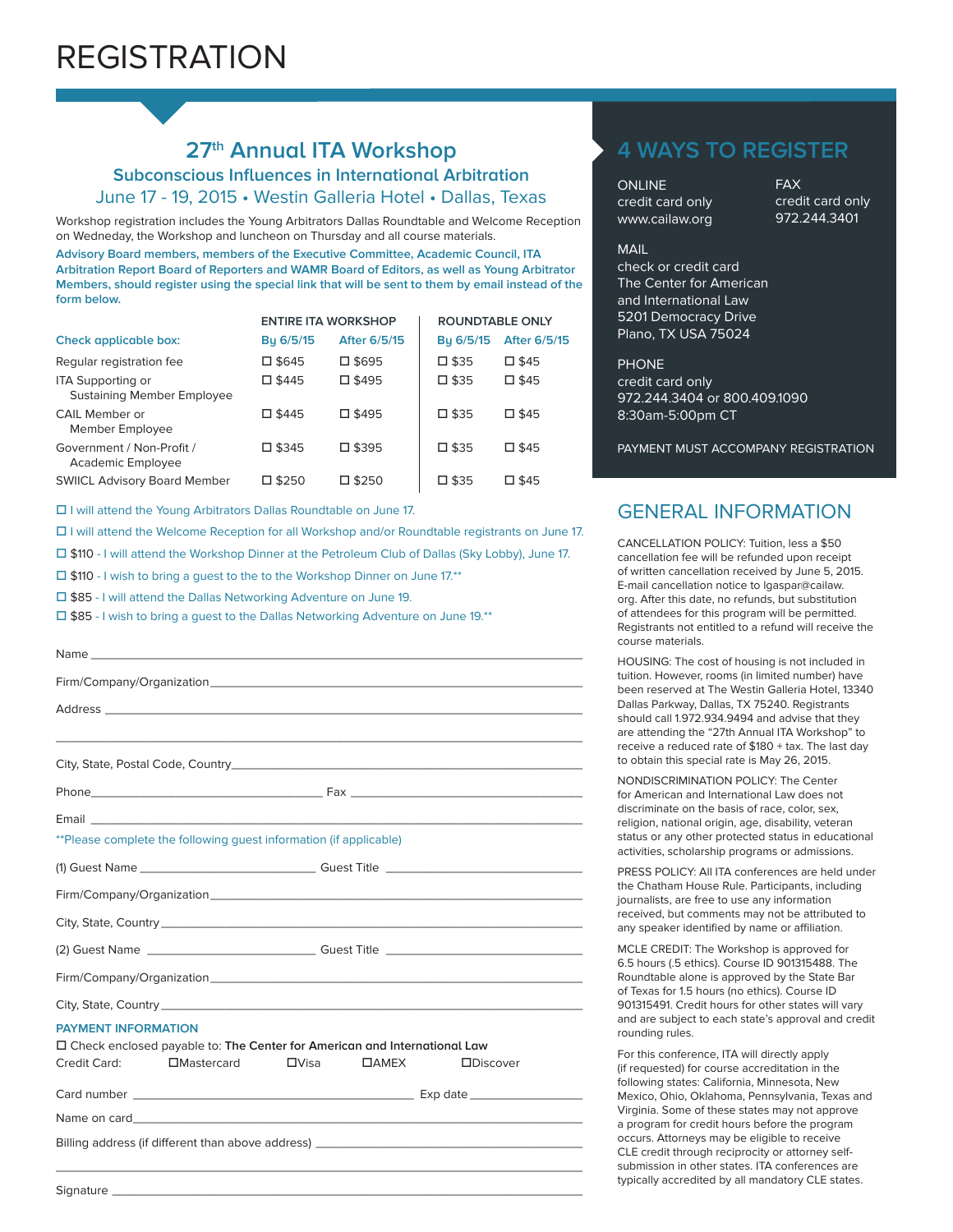# REGISTRATION

## 27th Annual ITA Workshop

### Subconscious Influences in International Arbitration

### June 17 - 19, 2015 • Westin Galleria Hotel • Dallas, Texas

Workshop registration includes the Young Arbitrators Dallas Roundtable and Welcome Reception on Wedneday, the Workshop and luncheon on Thursday and all course materials.

**Advisory Board members, members of the Executive Committee, Academic Council, ITA Arbitration Report Board of Reporters and WAMR Board of Editors, as well as Young Arbitrator Members, should register using the special link that will be sent to them by email instead of the form below.**

| | ENTIRE ITA WORKSHOP | | ROUNDTABLE ONLY | |
|---|---|---|---|---|
| Check applicable box: | By 6/5/15 | After 6/5/15 | By 6/5/15 | After 6/5/15 |
| Regular registration fee | ☐ $645 | ☐ $695 | ☐ $35 | ☐ $45 |
| ITA Supporting or Sustaining Member Employee | ☐ $445 | ☐ $495 | ☐ $35 | ☐ $45 |
| CAIL Member or Member Employee | ☐ $445 | ☐ $495 | ☐ $35 | ☐ $45 |
| Government / Non-Profit / Academic Employee | ☐ $345 | ☐ $395 | ☐ $35 | ☐ $45 |
| SWIICL Advisory Board Member | ☐ $250 | ☐ $250 | ☐ $35 | ☐ $45 |

☐ I will attend the Young Arbitrators Dallas Roundtable on June 17.

☐ I will attend the Welcome Reception for all Workshop and/or Roundtable registrants on June 17.

☐ $110 - I will attend the Workshop Dinner at the Petroleum Club of Dallas (Sky Lobby), June 17.

☐ $110 - I wish to bring a guest to the to the Workshop Dinner on June 17.**

☐ $85 - I will attend the Dallas Networking Adventure on June 19.

☐ $85 - I wish to bring a guest to the Dallas Networking Adventure on June 19.**

Name ____________________

Firm/Company/Organization ____________________

Address ____________________

____________________

City, State, Postal Code, Country ____________________

Phone ____________________ Fax ____________________

Email ____________________

**Please complete the following guest information (if applicable)

(1) Guest Name ____________________ Guest Title ____________________

Firm/Company/Organization ____________________

City, State, Country ____________________

(2) Guest Name ____________________ Guest Title ____________________

Firm/Company/Organization ____________________

City, State, Country ____________________

**PAYMENT INFORMATION**

☐ Check enclosed payable to: **The Center for American and International Law**

Credit Card: ☐Mastercard ☐Visa ☐AMEX ☐Discover

Card number ____________________ Exp date ____________________

Name on card ____________________

Billing address (if different than above address) ____________________

____________________

Signature ____________________

## 4 WAYS TO REGISTER

ONLINE
credit card only
www.cailaw.org

FAX
credit card only
972.244.3401

MAIL
check or credit card
The Center for American and International Law
5201 Democracy Drive
Plano, TX USA 75024

PHONE
credit card only
972.244.3404 or 800.409.1090
8:30am-5:00pm CT

PAYMENT MUST ACCOMPANY REGISTRATION

## GENERAL INFORMATION

CANCELLATION POLICY: Tuition, less a $50 cancellation fee will be refunded upon receipt of written cancellation received by June 5, 2015. E-mail cancellation notice to lgaspar@cailaw.org. After this date, no refunds, but substitution of attendees for this program will be permitted. Registrants not entitled to a refund will receive the course materials.

HOUSING: The cost of housing is not included in tuition. However, rooms (in limited number) have been reserved at The Westin Galleria Hotel, 13340 Dallas Parkway, Dallas, TX 75240. Registrants should call 1.972.934.9494 and advise that they are attending the "27th Annual ITA Workshop" to receive a reduced rate of $180 + tax. The last day to obtain this special rate is May 26, 2015.

NONDISCRIMINATION POLICY: The Center for American and International Law does not discriminate on the basis of race, color, sex, religion, national origin, age, disability, veteran status or any other protected status in educational activities, scholarship programs or admissions.

PRESS POLICY: All ITA conferences are held under the Chatham House Rule. Participants, including journalists, are free to use any information received, but comments may not be attributed to any speaker identified by name or affiliation.

MCLE CREDIT: The Workshop is approved for 6.5 hours (.5 ethics). Course ID 901315488. The Roundtable alone is approved by the State Bar of Texas for 1.5 hours (no ethics). Course ID 901315491. Credit hours for other states will vary and are subject to each state's approval and credit rounding rules.

For this conference, ITA will directly apply (if requested) for course accreditation in the following states: California, Minnesota, New Mexico, Ohio, Oklahoma, Pennsylvania, Texas and Virginia. Some of these states may not approve a program for credit hours before the program occurs. Attorneys may be eligible to receive CLE credit through reciprocity or attorney self-submission in other states. ITA conferences are typically accredited by all mandatory CLE states.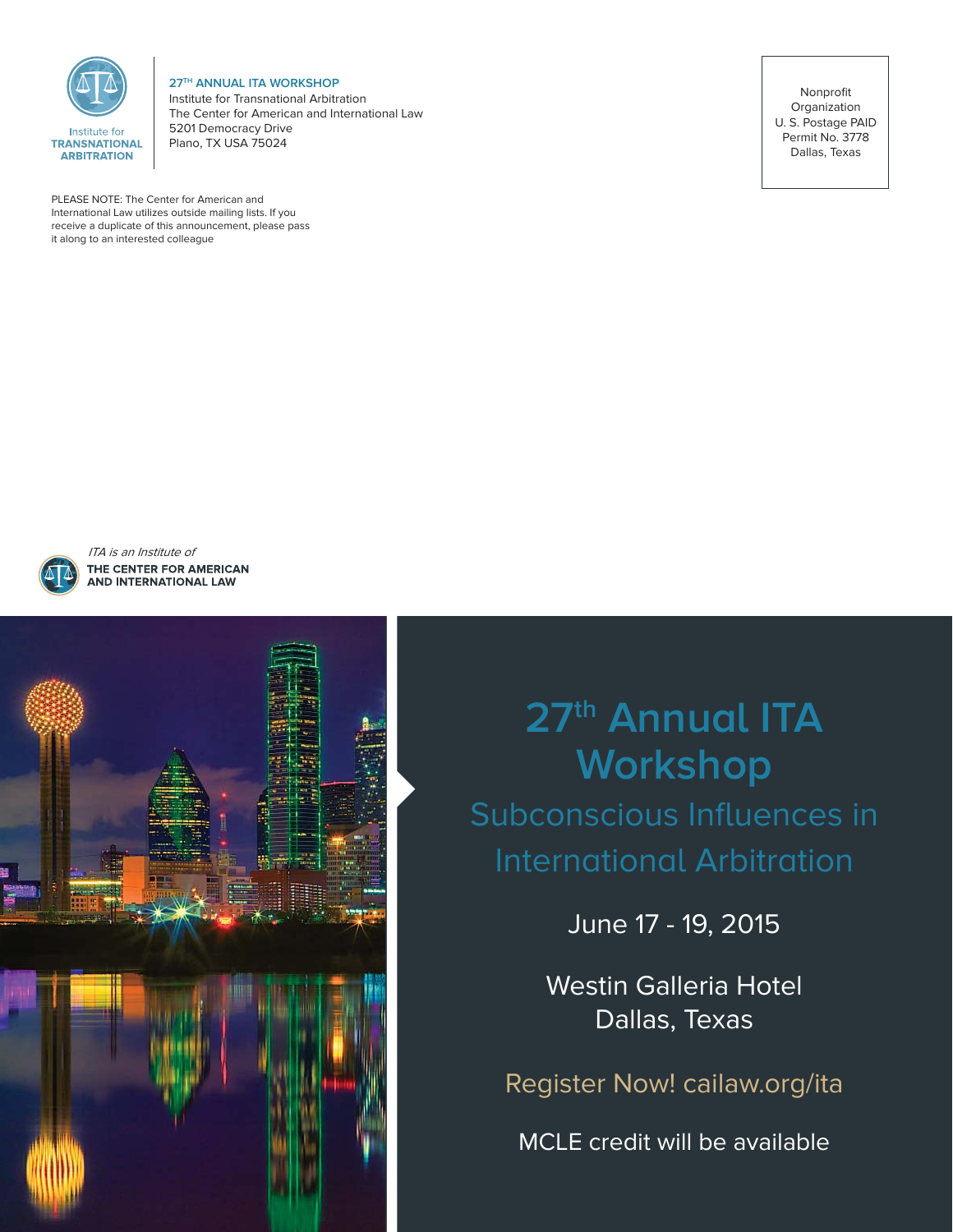Institute for
**TRANSNATIONAL ARBITRATION**

**27TH ANNUAL ITA WORKSHOP**
Institute for Transnational Arbitration
The Center for American and International Law
5201 Democracy Drive
Plano, TX USA 75024

Nonprofit
Organization
U. S. Postage PAID
Permit No. 3778
Dallas, Texas

PLEASE NOTE: The Center for American and International Law utilizes outside mailing lists. If you receive a duplicate of this announcement, please pass it along to an interested colleague

*ITA is an Institute of*
**THE CENTER FOR AMERICAN AND INTERNATIONAL LAW**

# 27th Annual ITA Workshop

## Subconscious Influences in International Arbitration

June 17 - 19, 2015

Westin Galleria Hotel
Dallas, Texas

Register Now! cailaw.org/ita

MCLE credit will be available